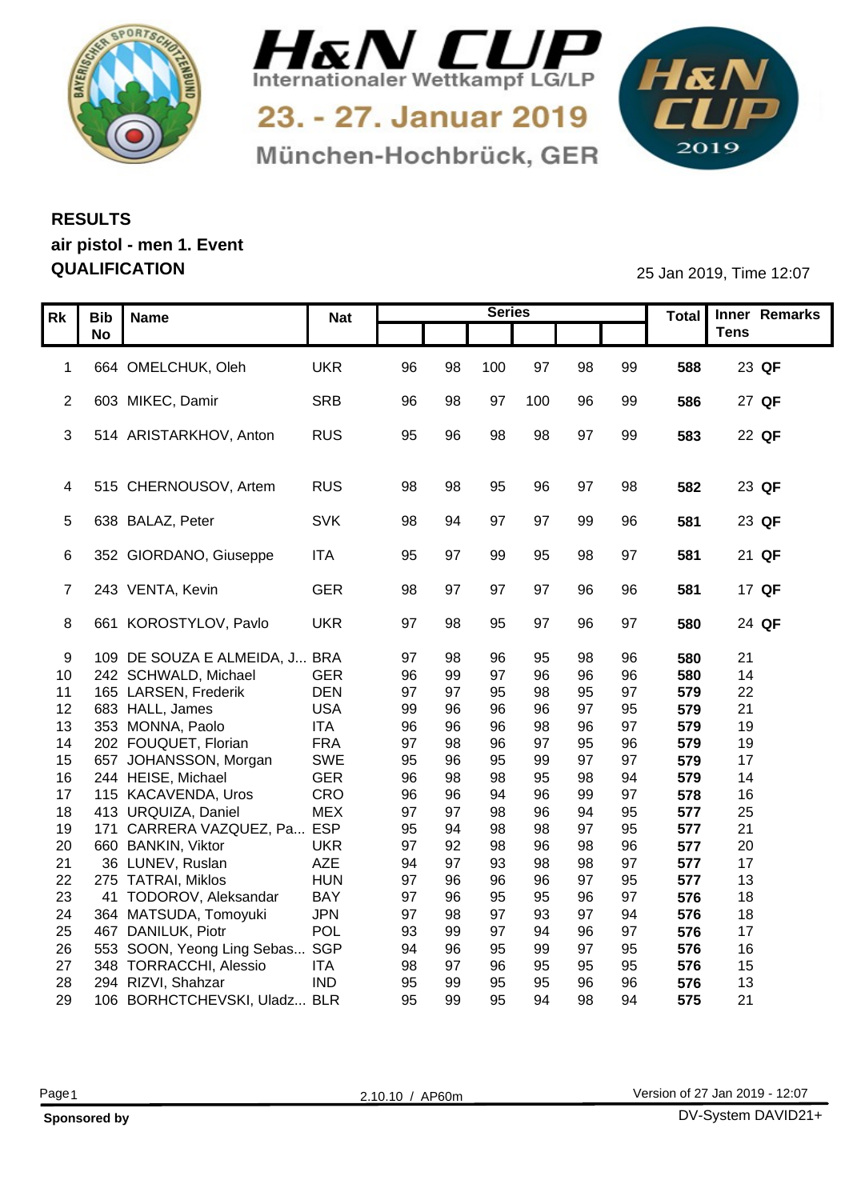# H&N CUP

Internationaler Wettkampf LG/LP

23. - 27. Januar 2019

München-Hochbrück, GER

## RESULTS
## air pistol - men 1. Event
## QUALIFICATION

25 Jan 2019, Time 12:07

| Rk | Bib No | Name | Nat | Series | | | | | | Total | Inner Tens | Remarks |
|---|---|---|---|---|---|---|---|---|---|---|---|---|
| 1 | 664 | OMELCHUK, Oleh | UKR | 96 | 98 | 100 | 97 | 98 | 99 | **588** | 23 | **QF** |
| 2 | 603 | MIKEC, Damir | SRB | 96 | 98 | 97 | 100 | 96 | 99 | **586** | 27 | **QF** |
| 3 | 514 | ARISTARKHOV, Anton | RUS | 95 | 96 | 98 | 98 | 97 | 99 | **583** | 22 | **QF** |
| 4 | 515 | CHERNOUSOV, Artem | RUS | 98 | 98 | 95 | 96 | 97 | 98 | **582** | 23 | **QF** |
| 5 | 638 | BALAZ, Peter | SVK | 98 | 94 | 97 | 97 | 99 | 96 | **581** | 23 | **QF** |
| 6 | 352 | GIORDANO, Giuseppe | ITA | 95 | 97 | 99 | 95 | 98 | 97 | **581** | 21 | **QF** |
| 7 | 243 | VENTA, Kevin | GER | 98 | 97 | 97 | 97 | 96 | 96 | **581** | 17 | **QF** |
| 8 | 661 | KOROSTYLOV, Pavlo | UKR | 97 | 98 | 95 | 97 | 96 | 97 | **580** | 24 | **QF** |
| 9 | 109 | DE SOUZA E ALMEIDA, J... | BRA | 97 | 98 | 96 | 95 | 98 | 96 | **580** | 21 | |
| 10 | 242 | SCHWALD, Michael | GER | 96 | 99 | 97 | 96 | 96 | 96 | **580** | 14 | |
| 11 | 165 | LARSEN, Frederik | DEN | 97 | 97 | 95 | 98 | 95 | 97 | **579** | 22 | |
| 12 | 683 | HALL, James | USA | 99 | 96 | 96 | 96 | 97 | 95 | **579** | 21 | |
| 13 | 353 | MONNA, Paolo | ITA | 96 | 96 | 96 | 98 | 96 | 97 | **579** | 19 | |
| 14 | 202 | FOUQUET, Florian | FRA | 97 | 98 | 96 | 97 | 95 | 96 | **579** | 19 | |
| 15 | 657 | JOHANSSON, Morgan | SWE | 95 | 96 | 95 | 99 | 97 | 97 | **579** | 17 | |
| 16 | 244 | HEISE, Michael | GER | 96 | 98 | 98 | 95 | 98 | 94 | **579** | 14 | |
| 17 | 115 | KACAVENDA, Uros | CRO | 96 | 96 | 94 | 96 | 99 | 97 | **578** | 16 | |
| 18 | 413 | URQUIZA, Daniel | MEX | 97 | 97 | 98 | 96 | 94 | 95 | **577** | 25 | |
| 19 | 171 | CARRERA VAZQUEZ, Pa... | ESP | 95 | 94 | 98 | 98 | 97 | 95 | **577** | 21 | |
| 20 | 660 | BANKIN, Viktor | UKR | 97 | 92 | 98 | 96 | 98 | 96 | **577** | 20 | |
| 21 | 36 | LUNEV, Ruslan | AZE | 94 | 97 | 93 | 98 | 98 | 97 | **577** | 17 | |
| 22 | 275 | TATRAI, Miklos | HUN | 97 | 96 | 96 | 96 | 97 | 95 | **577** | 13 | |
| 23 | 41 | TODOROV, Aleksandar | BAY | 97 | 96 | 95 | 95 | 96 | 97 | **576** | 18 | |
| 24 | 364 | MATSUDA, Tomoyuki | JPN | 97 | 98 | 97 | 93 | 97 | 94 | **576** | 18 | |
| 25 | 467 | DANILUK, Piotr | POL | 93 | 99 | 97 | 94 | 96 | 97 | **576** | 17 | |
| 26 | 553 | SOON, Yeong Ling Sebas... | SGP | 94 | 96 | 95 | 99 | 97 | 95 | **576** | 16 | |
| 27 | 348 | TORRACCHI, Alessio | ITA | 98 | 97 | 96 | 95 | 95 | 95 | **576** | 15 | |
| 28 | 294 | RIZVI, Shahzar | IND | 95 | 99 | 95 | 95 | 96 | 96 | **576** | 13 | |
| 29 | 106 | BORHCTCHEVSKI, Uladz... | BLR | 95 | 99 | 95 | 94 | 98 | 94 | **575** | 21 | |

2.10.10 / AP60m

Version of 27 Jan 2019 - 12:07

**Sponsored by**

DV-System DAVID21+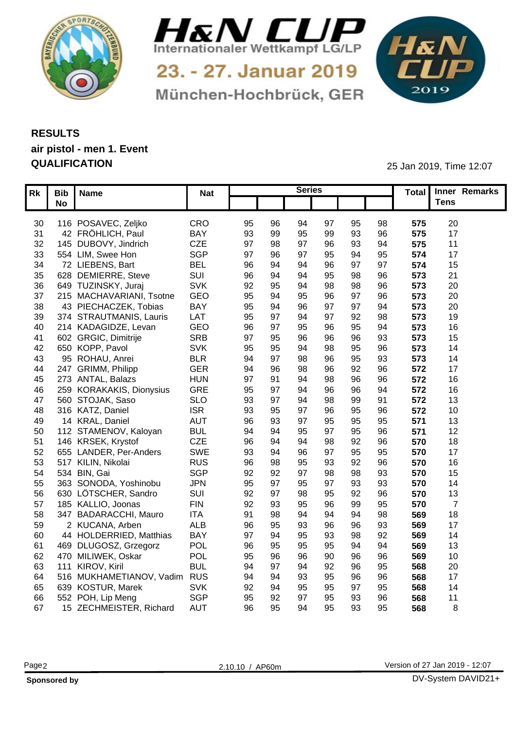# H&N CUP

Internationaler Wettkampf LG/LP

23. - 27. Januar 2019

München-Hochbrück, GER

## RESULTS

## air pistol - men 1. Event

## QUALIFICATION

25 Jan 2019, Time 12:07

| Rk | Bib No | Name | Nat | Series | | | | | | Total | Inner Tens | Remarks |
|---|---|---|---|---|---|---|---|---|---|---|---|---|
| 30 | 116 | POSAVEC, Zeljko | CRO | 95 | 96 | 94 | 97 | 95 | 98 | **575** | 20 | |
| 31 | 42 | FRÖHLICH, Paul | BAY | 93 | 99 | 95 | 99 | 93 | 96 | **575** | 17 | |
| 32 | 145 | DUBOVY, Jindrich | CZE | 97 | 98 | 97 | 96 | 93 | 94 | **575** | 11 | |
| 33 | 554 | LIM, Swee Hon | SGP | 97 | 96 | 97 | 95 | 94 | 95 | **574** | 17 | |
| 34 | 72 | LIEBENS, Bart | BEL | 96 | 94 | 94 | 96 | 97 | 97 | **574** | 15 | |
| 35 | 628 | DEMIERRE, Steve | SUI | 96 | 94 | 94 | 95 | 98 | 96 | **573** | 21 | |
| 36 | 649 | TUZINSKY, Juraj | SVK | 92 | 95 | 94 | 98 | 98 | 96 | **573** | 20 | |
| 37 | 215 | MACHAVARIANI, Tsotne | GEO | 95 | 94 | 95 | 96 | 97 | 96 | **573** | 20 | |
| 38 | 43 | PIECHACZEK, Tobias | BAY | 95 | 94 | 96 | 97 | 97 | 94 | **573** | 20 | |
| 39 | 374 | STRAUTMANIS, Lauris | LAT | 95 | 97 | 94 | 97 | 92 | 98 | **573** | 19 | |
| 40 | 214 | KADAGIDZE, Levan | GEO | 96 | 97 | 95 | 96 | 95 | 94 | **573** | 16 | |
| 41 | 602 | GRGIC, Dimitrije | SRB | 97 | 95 | 96 | 96 | 96 | 93 | **573** | 15 | |
| 42 | 650 | KOPP, Pavol | SVK | 95 | 95 | 94 | 98 | 95 | 96 | **573** | 14 | |
| 43 | 95 | ROHAU, Anrei | BLR | 94 | 97 | 98 | 96 | 95 | 93 | **573** | 14 | |
| 44 | 247 | GRIMM, Philipp | GER | 94 | 96 | 98 | 96 | 92 | 96 | **572** | 17 | |
| 45 | 273 | ANTAL, Balazs | HUN | 97 | 91 | 94 | 98 | 96 | 96 | **572** | 16 | |
| 46 | 259 | KORAKAKIS, Dionysius | GRE | 95 | 97 | 94 | 96 | 96 | 94 | **572** | 16 | |
| 47 | 560 | STOJAK, Saso | SLO | 93 | 97 | 94 | 98 | 99 | 91 | **572** | 13 | |
| 48 | 316 | KATZ, Daniel | ISR | 93 | 95 | 97 | 96 | 95 | 96 | **572** | 10 | |
| 49 | 14 | KRAL, Daniel | AUT | 96 | 93 | 97 | 95 | 95 | 95 | **571** | 13 | |
| 50 | 112 | STAMENOV, Kaloyan | BUL | 94 | 94 | 95 | 97 | 95 | 96 | **571** | 12 | |
| 51 | 146 | KRSEK, Krystof | CZE | 96 | 94 | 94 | 98 | 92 | 96 | **570** | 18 | |
| 52 | 655 | LANDER, Per-Anders | SWE | 93 | 94 | 96 | 97 | 95 | 95 | **570** | 17 | |
| 53 | 517 | KILIN, Nikolai | RUS | 96 | 98 | 95 | 93 | 92 | 96 | **570** | 16 | |
| 54 | 534 | BIN, Gai | SGP | 92 | 92 | 97 | 98 | 98 | 93 | **570** | 15 | |
| 55 | 363 | SONODA, Yoshinobu | JPN | 95 | 97 | 95 | 97 | 93 | 93 | **570** | 14 | |
| 56 | 630 | LÖTSCHER, Sandro | SUI | 92 | 97 | 98 | 95 | 92 | 96 | **570** | 13 | |
| 57 | 185 | KALLIO, Joonas | FIN | 92 | 93 | 95 | 96 | 99 | 95 | **570** | 7 | |
| 58 | 347 | BADARACCHI, Mauro | ITA | 91 | 98 | 94 | 94 | 94 | 98 | **569** | 18 | |
| 59 | 2 | KUCANA, Arben | ALB | 96 | 95 | 93 | 96 | 96 | 93 | **569** | 17 | |
| 60 | 44 | HOLDERRIED, Matthias | BAY | 97 | 94 | 95 | 93 | 98 | 92 | **569** | 14 | |
| 61 | 469 | DLUGOSZ, Grzegorz | POL | 96 | 95 | 95 | 95 | 94 | 94 | **569** | 13 | |
| 62 | 470 | MILIWEK, Oskar | POL | 95 | 96 | 96 | 90 | 96 | 96 | **569** | 10 | |
| 63 | 111 | KIROV, Kiril | BUL | 94 | 97 | 94 | 92 | 96 | 95 | **568** | 20 | |
| 64 | 516 | MUKHAMETIANOV, Vadim | RUS | 94 | 94 | 93 | 95 | 96 | 96 | **568** | 17 | |
| 65 | 639 | KOSTUR, Marek | SVK | 92 | 94 | 95 | 95 | 97 | 95 | **568** | 14 | |
| 66 | 552 | POH, Lip Meng | SGP | 95 | 92 | 97 | 95 | 93 | 96 | **568** | 11 | |
| 67 | 15 | ZECHMEISTER, Richard | AUT | 96 | 95 | 94 | 95 | 93 | 95 | **568** | 8 | |

2.10.10 / AP60m

Version of 27 Jan 2019 - 12:07

**Sponsored by**

DV-System DAVID21+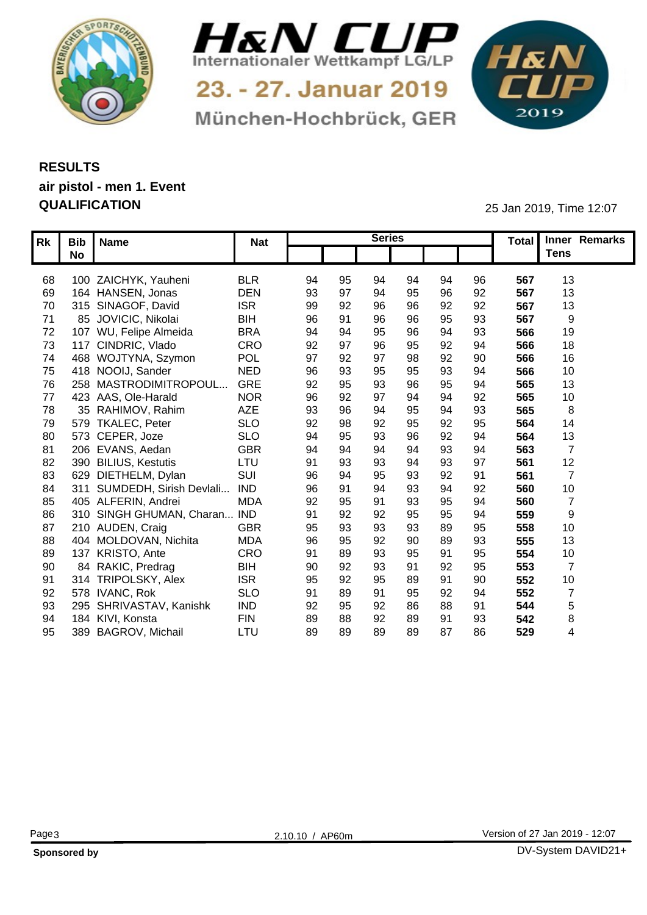# H&N CUP

Internationaler Wettkampf LG/LP

23. - 27. Januar 2019

München-Hochbrück, GER

**RESULTS**

**air pistol - men 1. Event**

**QUALIFICATION**

25 Jan 2019, Time 12:07

| Rk | Bib No | Name | Nat | Series | | | | | | Total | Inner Tens | Remarks |
|---|---|---|---|---|---|---|---|---|---|---|---|---|
| 68 | 100 | ZAICHYK, Yauheni | BLR | 94 | 95 | 94 | 94 | 94 | 96 | **567** | 13 | |
| 69 | 164 | HANSEN, Jonas | DEN | 93 | 97 | 94 | 95 | 96 | 92 | **567** | 13 | |
| 70 | 315 | SINAGOF, David | ISR | 99 | 92 | 96 | 96 | 92 | 92 | **567** | 13 | |
| 71 | 85 | JOVICIC, Nikolai | BIH | 96 | 91 | 96 | 96 | 95 | 93 | **567** | 9 | |
| 72 | 107 | WU, Felipe Almeida | BRA | 94 | 94 | 95 | 96 | 94 | 93 | **566** | 19 | |
| 73 | 117 | CINDRIC, Vlado | CRO | 92 | 97 | 96 | 95 | 92 | 94 | **566** | 18 | |
| 74 | 468 | WOJTYNA, Szymon | POL | 97 | 92 | 97 | 98 | 92 | 90 | **566** | 16 | |
| 75 | 418 | NOOIJ, Sander | NED | 96 | 93 | 95 | 95 | 93 | 94 | **566** | 10 | |
| 76 | 258 | MASTRODIMITROPOUL... | GRE | 92 | 95 | 93 | 96 | 95 | 94 | **565** | 13 | |
| 77 | 423 | AAS, Ole-Harald | NOR | 96 | 92 | 97 | 94 | 94 | 92 | **565** | 10 | |
| 78 | 35 | RAHIMOV, Rahim | AZE | 93 | 96 | 94 | 95 | 94 | 93 | **565** | 8 | |
| 79 | 579 | TKALEC, Peter | SLO | 92 | 98 | 92 | 95 | 92 | 95 | **564** | 14 | |
| 80 | 573 | CEPER, Joze | SLO | 94 | 95 | 93 | 96 | 92 | 94 | **564** | 13 | |
| 81 | 206 | EVANS, Aedan | GBR | 94 | 94 | 94 | 94 | 93 | 94 | **563** | 7 | |
| 82 | 390 | BILIUS, Kestutis | LTU | 91 | 93 | 93 | 94 | 93 | 97 | **561** | 12 | |
| 83 | 629 | DIETHELM, Dylan | SUI | 96 | 94 | 95 | 93 | 92 | 91 | **561** | 7 | |
| 84 | 311 | SUMDEDH, Sirish Devlali... | IND | 96 | 91 | 94 | 93 | 94 | 92 | **560** | 10 | |
| 85 | 405 | ALFERIN, Andrei | MDA | 92 | 95 | 91 | 93 | 95 | 94 | **560** | 7 | |
| 86 | 310 | SINGH GHUMAN, Charan... | IND | 91 | 92 | 92 | 95 | 95 | 94 | **559** | 9 | |
| 87 | 210 | AUDEN, Craig | GBR | 95 | 93 | 93 | 93 | 89 | 95 | **558** | 10 | |
| 88 | 404 | MOLDOVAN, Nichita | MDA | 96 | 95 | 92 | 90 | 89 | 93 | **555** | 13 | |
| 89 | 137 | KRISTO, Ante | CRO | 91 | 89 | 93 | 95 | 91 | 95 | **554** | 10 | |
| 90 | 84 | RAKIC, Predrag | BIH | 90 | 92 | 93 | 91 | 92 | 95 | **553** | 7 | |
| 91 | 314 | TRIPOLSKY, Alex | ISR | 95 | 92 | 95 | 89 | 91 | 90 | **552** | 10 | |
| 92 | 578 | IVANC, Rok | SLO | 91 | 89 | 91 | 95 | 92 | 94 | **552** | 7 | |
| 93 | 295 | SHRIVASTAV, Kanishk | IND | 92 | 95 | 92 | 86 | 88 | 91 | **544** | 5 | |
| 94 | 184 | KIVI, Konsta | FIN | 89 | 88 | 92 | 89 | 91 | 93 | **542** | 8 | |
| 95 | 389 | BAGROV, Michail | LTU | 89 | 89 | 89 | 89 | 87 | 86 | **529** | 4 | |

2.10.10 / AP60m

Version of 27 Jan 2019 - 12:07

**Sponsored by**

DV-System DAVID21+